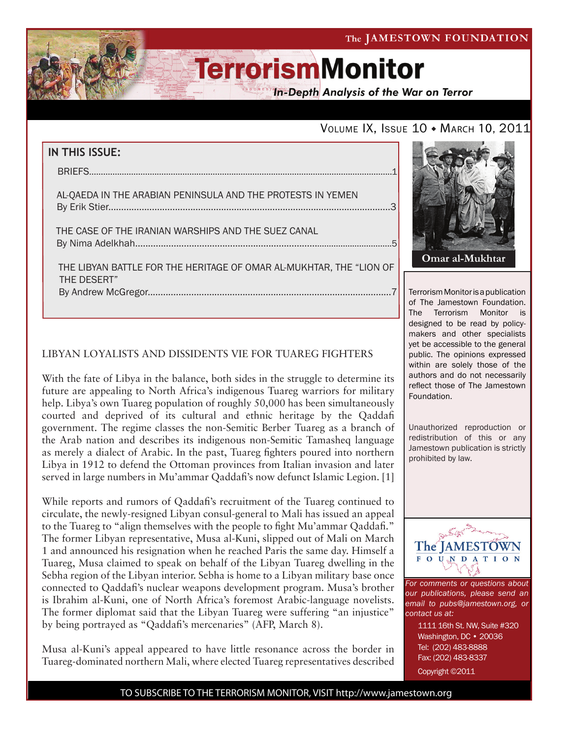# TerrorismMonitor

*In-Depth Analysis of the War on Terror*

Volume IX, Issue 10 ◆ March 10, 2011

## IN THIS ISSUE:

BRIEFS.....1

AL-QAEDA IN THE ARABIAN PENINSULA AND THE PROTESTS IN YEMEN
By Erik Stier.....3

THE CASE OF THE IRANIAN WARSHIPS AND THE SUEZ CANAL
By Nima Adelkhah.....5

THE LIBYAN BATTLE FOR THE HERITAGE OF OMAR AL-MUKHTAR, THE "LION OF THE DESERT"
By Andrew McGregor.....7

Omar al-Mukhtar

Terrorism Monitor is a publication of The Jamestown Foundation. The Terrorism Monitor is designed to be read by policy-makers and other specialists yet be accessible to the general public. The opinions expressed within are solely those of the authors and do not necessarily reflect those of The Jamestown Foundation.

Unauthorized reproduction or redistribution of this or any Jamestown publication is strictly prohibited by law.

*For comments or questions about our publications, please send an email to pubs@jamestown.org, or contact us at:*

1111 16th St. NW, Suite #320
Washington, DC • 20036
Tel: (202) 483-8888
Fax: (202) 483-8337
Copyright ©2011

## LIBYAN LOYALISTS AND DISSIDENTS VIE FOR TUAREG FIGHTERS

With the fate of Libya in the balance, both sides in the struggle to determine its future are appealing to North Africa's indigenous Tuareg warriors for military help. Libya's own Tuareg population of roughly 50,000 has been simultaneously courted and deprived of its cultural and ethnic heritage by the Qaddafi government. The regime classes the non-Semitic Berber Tuareg as a branch of the Arab nation and describes its indigenous non-Semitic Tamasheq language as merely a dialect of Arabic. In the past, Tuareg fighters poured into northern Libya in 1912 to defend the Ottoman provinces from Italian invasion and later served in large numbers in Mu'ammar Qaddafi's now defunct Islamic Legion. [1]

While reports and rumors of Qaddafi's recruitment of the Tuareg continued to circulate, the newly-resigned Libyan consul-general to Mali has issued an appeal to the Tuareg to "align themselves with the people to fight Mu'ammar Qaddafi." The former Libyan representative, Musa al-Kuni, slipped out of Mali on March 1 and announced his resignation when he reached Paris the same day. Himself a Tuareg, Musa claimed to speak on behalf of the Libyan Tuareg dwelling in the Sebha region of the Libyan interior. Sebha is home to a Libyan military base once connected to Qaddafi's nuclear weapons development program. Musa's brother is Ibrahim al-Kuni, one of North Africa's foremost Arabic-language novelists. The former diplomat said that the Libyan Tuareg were suffering "an injustice" by being portrayed as "Qaddafi's mercenaries" (AFP, March 8).

Musa al-Kuni's appeal appeared to have little resonance across the border in Tuareg-dominated northern Mali, where elected Tuareg representatives described

TO SUBSCRIBE TO THE TERRORISM MONITOR, VISIT http://www.jamestown.org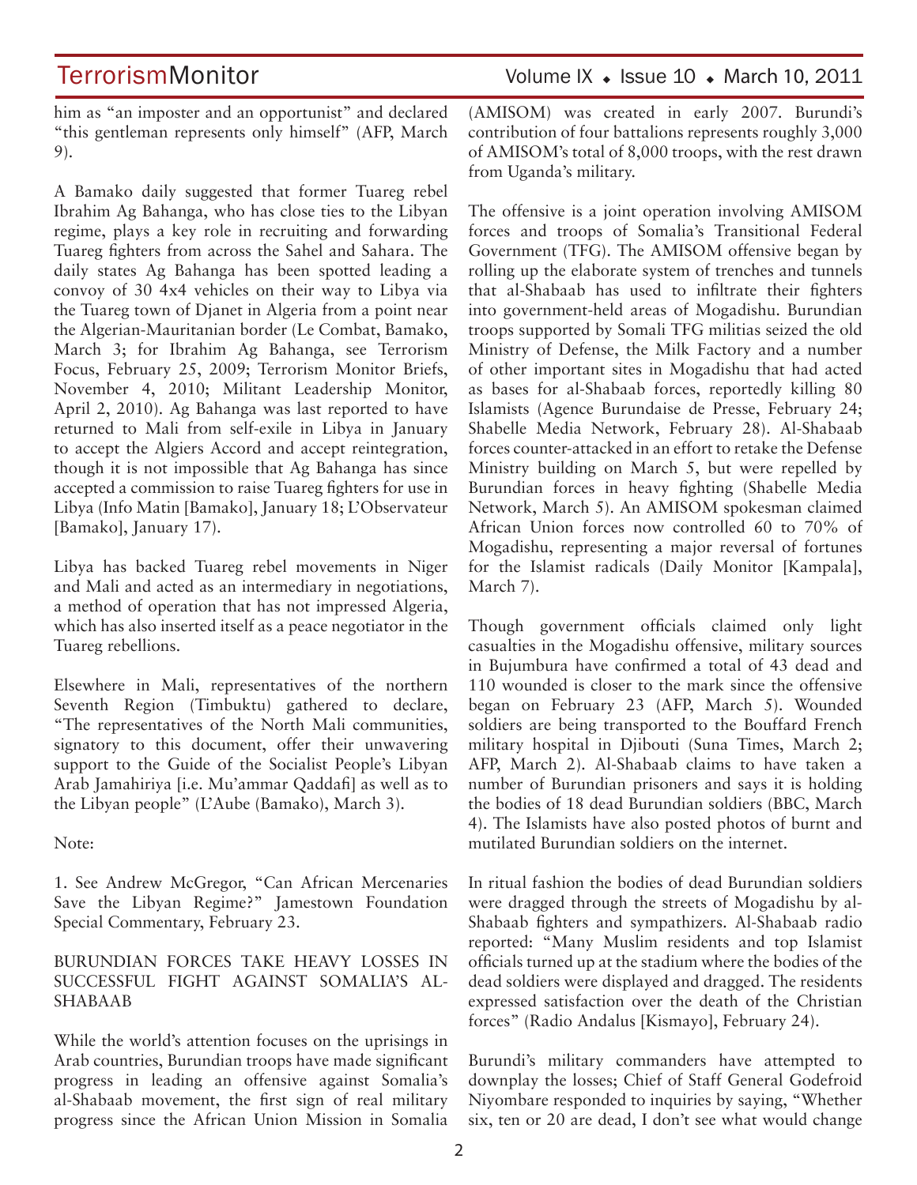him as "an imposter and an opportunist" and declared "this gentleman represents only himself" (AFP, March 9).

A Bamako daily suggested that former Tuareg rebel Ibrahim Ag Bahanga, who has close ties to the Libyan regime, plays a key role in recruiting and forwarding Tuareg fighters from across the Sahel and Sahara. The daily states Ag Bahanga has been spotted leading a convoy of 30 4x4 vehicles on their way to Libya via the Tuareg town of Djanet in Algeria from a point near the Algerian-Mauritanian border (Le Combat, Bamako, March 3; for Ibrahim Ag Bahanga, see Terrorism Focus, February 25, 2009; Terrorism Monitor Briefs, November 4, 2010; Militant Leadership Monitor, April 2, 2010). Ag Bahanga was last reported to have returned to Mali from self-exile in Libya in January to accept the Algiers Accord and accept reintegration, though it is not impossible that Ag Bahanga has since accepted a commission to raise Tuareg fighters for use in Libya (Info Matin [Bamako], January 18; L'Observateur [Bamako], January 17).

Libya has backed Tuareg rebel movements in Niger and Mali and acted as an intermediary in negotiations, a method of operation that has not impressed Algeria, which has also inserted itself as a peace negotiator in the Tuareg rebellions.

Elsewhere in Mali, representatives of the northern Seventh Region (Timbuktu) gathered to declare, "The representatives of the North Mali communities, signatory to this document, offer their unwavering support to the Guide of the Socialist People's Libyan Arab Jamahiriya [i.e. Mu'ammar Qaddafi] as well as to the Libyan people" (L'Aube (Bamako), March 3).

Note:

1. See Andrew McGregor, "Can African Mercenaries Save the Libyan Regime?" Jamestown Foundation Special Commentary, February 23.

## BURUNDIAN FORCES TAKE HEAVY LOSSES IN SUCCESSFUL FIGHT AGAINST SOMALIA'S AL-SHABAAB

While the world's attention focuses on the uprisings in Arab countries, Burundian troops have made significant progress in leading an offensive against Somalia's al-Shabaab movement, the first sign of real military progress since the African Union Mission in Somalia (AMISOM) was created in early 2007. Burundi's contribution of four battalions represents roughly 3,000 of AMISOM's total of 8,000 troops, with the rest drawn from Uganda's military.

The offensive is a joint operation involving AMISOM forces and troops of Somalia's Transitional Federal Government (TFG). The AMISOM offensive began by rolling up the elaborate system of trenches and tunnels that al-Shabaab has used to infiltrate their fighters into government-held areas of Mogadishu. Burundian troops supported by Somali TFG militias seized the old Ministry of Defense, the Milk Factory and a number of other important sites in Mogadishu that had acted as bases for al-Shabaab forces, reportedly killing 80 Islamists (Agence Burundaise de Presse, February 24; Shabelle Media Network, February 28). Al-Shabaab forces counter-attacked in an effort to retake the Defense Ministry building on March 5, but were repelled by Burundian forces in heavy fighting (Shabelle Media Network, March 5). An AMISOM spokesman claimed African Union forces now controlled 60 to 70% of Mogadishu, representing a major reversal of fortunes for the Islamist radicals (Daily Monitor [Kampala], March 7).

Though government officials claimed only light casualties in the Mogadishu offensive, military sources in Bujumbura have confirmed a total of 43 dead and 110 wounded is closer to the mark since the offensive began on February 23 (AFP, March 5). Wounded soldiers are being transported to the Bouffard French military hospital in Djibouti (Suna Times, March 2; AFP, March 2). Al-Shabaab claims to have taken a number of Burundian prisoners and says it is holding the bodies of 18 dead Burundian soldiers (BBC, March 4). The Islamists have also posted photos of burnt and mutilated Burundian soldiers on the internet.

In ritual fashion the bodies of dead Burundian soldiers were dragged through the streets of Mogadishu by al-Shabaab fighters and sympathizers. Al-Shabaab radio reported: "Many Muslim residents and top Islamist officials turned up at the stadium where the bodies of the dead soldiers were displayed and dragged. The residents expressed satisfaction over the death of the Christian forces" (Radio Andalus [Kismayo], February 24).

Burundi's military commanders have attempted to downplay the losses; Chief of Staff General Godefroid Niyombare responded to inquiries by saying, "Whether six, ten or 20 are dead, I don't see what would change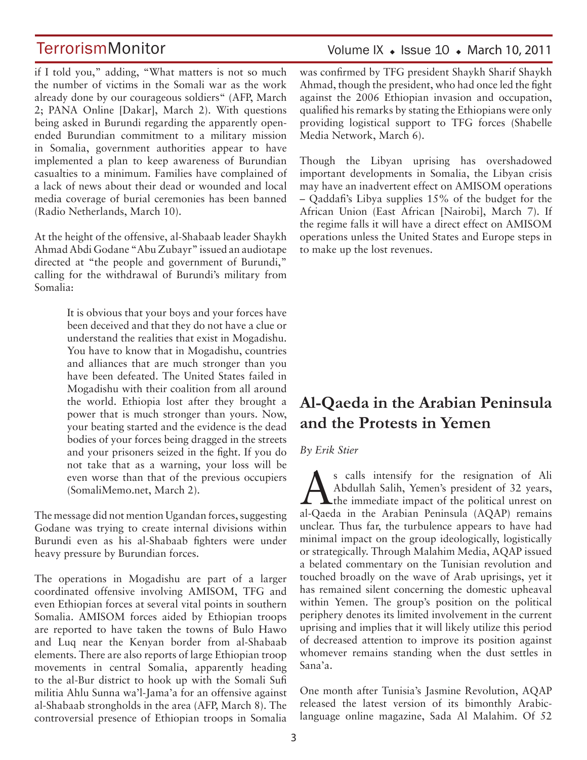if I told you," adding, "What matters is not so much the number of victims in the Somali war as the work already done by our courageous soldiers" (AFP, March 2; PANA Online [Dakar], March 2). With questions being asked in Burundi regarding the apparently open-ended Burundian commitment to a military mission in Somalia, government authorities appear to have implemented a plan to keep awareness of Burundian casualties to a minimum. Families have complained of a lack of news about their dead or wounded and local media coverage of burial ceremonies has been banned (Radio Netherlands, March 10).

At the height of the offensive, al-Shabaab leader Shaykh Ahmad Abdi Godane "Abu Zubayr" issued an audiotape directed at "the people and government of Burundi," calling for the withdrawal of Burundi's military from Somalia:

> It is obvious that your boys and your forces have been deceived and that they do not have a clue or understand the realities that exist in Mogadishu. You have to know that in Mogadishu, countries and alliances that are much stronger than you have been defeated. The United States failed in Mogadishu with their coalition from all around the world. Ethiopia lost after they brought a power that is much stronger than yours. Now, your beating started and the evidence is the dead bodies of your forces being dragged in the streets and your prisoners seized in the fight. If you do not take that as a warning, your loss will be even worse than that of the previous occupiers (SomaliMemo.net, March 2).

The message did not mention Ugandan forces, suggesting Godane was trying to create internal divisions within Burundi even as his al-Shabaab fighters were under heavy pressure by Burundian forces.

The operations in Mogadishu are part of a larger coordinated offensive involving AMISOM, TFG and even Ethiopian forces at several vital points in southern Somalia. AMISOM forces aided by Ethiopian troops are reported to have taken the towns of Bulo Hawo and Luq near the Kenyan border from al-Shabaab elements. There are also reports of large Ethiopian troop movements in central Somalia, apparently heading to the al-Bur district to hook up with the Somali Sufi militia Ahlu Sunna wa'l-Jama'a for an offensive against al-Shabaab strongholds in the area (AFP, March 8). The controversial presence of Ethiopian troops in Somalia was confirmed by TFG president Shaykh Sharif Shaykh Ahmad, though the president, who had once led the fight against the 2006 Ethiopian invasion and occupation, qualified his remarks by stating the Ethiopians were only providing logistical support to TFG forces (Shabelle Media Network, March 6).

Though the Libyan uprising has overshadowed important developments in Somalia, the Libyan crisis may have an inadvertent effect on AMISOM operations – Qaddafi's Libya supplies 15% of the budget for the African Union (East African [Nairobi], March 7). If the regime falls it will have a direct effect on AMISOM operations unless the United States and Europe steps in to make up the lost revenues.

## Al-Qaeda in the Arabian Peninsula and the Protests in Yemen

*By Erik Stier*

As calls intensify for the resignation of Ali Abdullah Salih, Yemen's president of 32 years, the immediate impact of the political unrest on al-Qaeda in the Arabian Peninsula (AQAP) remains unclear. Thus far, the turbulence appears to have had minimal impact on the group ideologically, logistically or strategically. Through Malahim Media, AQAP issued a belated commentary on the Tunisian revolution and touched broadly on the wave of Arab uprisings, yet it has remained silent concerning the domestic upheaval within Yemen. The group's position on the political periphery denotes its limited involvement in the current uprising and implies that it will likely utilize this period of decreased attention to improve its position against whomever remains standing when the dust settles in Sana'a.

One month after Tunisia's Jasmine Revolution, AQAP released the latest version of its bimonthly Arabic-language online magazine, Sada Al Malahim. Of 52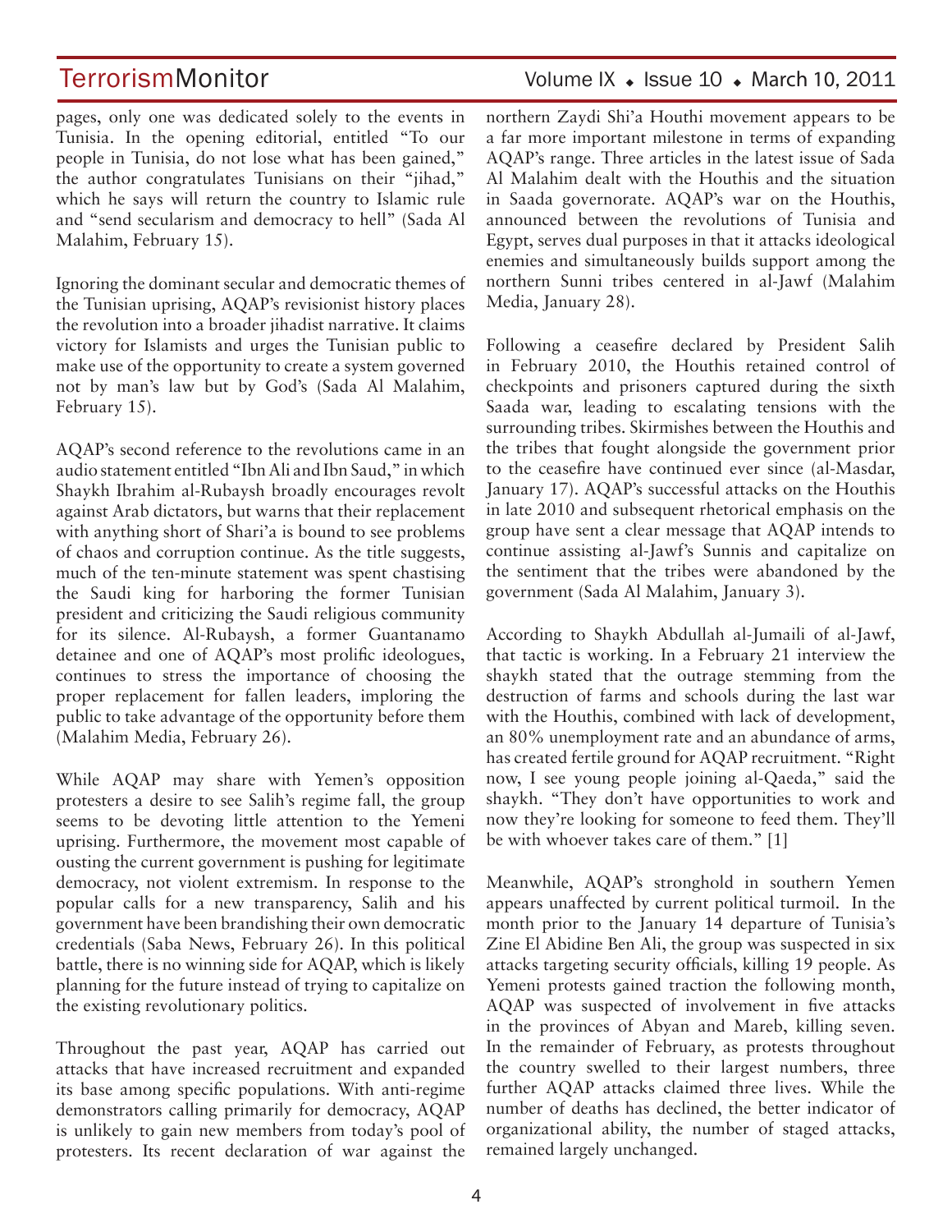pages, only one was dedicated solely to the events in Tunisia. In the opening editorial, entitled "To our people in Tunisia, do not lose what has been gained," the author congratulates Tunisians on their "jihad," which he says will return the country to Islamic rule and "send secularism and democracy to hell" (Sada Al Malahim, February 15).

Ignoring the dominant secular and democratic themes of the Tunisian uprising, AQAP's revisionist history places the revolution into a broader jihadist narrative. It claims victory for Islamists and urges the Tunisian public to make use of the opportunity to create a system governed not by man's law but by God's (Sada Al Malahim, February 15).

AQAP's second reference to the revolutions came in an audio statement entitled "Ibn Ali and Ibn Saud," in which Shaykh Ibrahim al-Rubaysh broadly encourages revolt against Arab dictators, but warns that their replacement with anything short of Shari'a is bound to see problems of chaos and corruption continue. As the title suggests, much of the ten-minute statement was spent chastising the Saudi king for harboring the former Tunisian president and criticizing the Saudi religious community for its silence. Al-Rubaysh, a former Guantanamo detainee and one of AQAP's most prolific ideologues, continues to stress the importance of choosing the proper replacement for fallen leaders, imploring the public to take advantage of the opportunity before them (Malahim Media, February 26).

While AQAP may share with Yemen's opposition protesters a desire to see Salih's regime fall, the group seems to be devoting little attention to the Yemeni uprising. Furthermore, the movement most capable of ousting the current government is pushing for legitimate democracy, not violent extremism. In response to the popular calls for a new transparency, Salih and his government have been brandishing their own democratic credentials (Saba News, February 26). In this political battle, there is no winning side for AQAP, which is likely planning for the future instead of trying to capitalize on the existing revolutionary politics.

Throughout the past year, AQAP has carried out attacks that have increased recruitment and expanded its base among specific populations. With anti-regime demonstrators calling primarily for democracy, AQAP is unlikely to gain new members from today's pool of protesters. Its recent declaration of war against the northern Zaydi Shi'a Houthi movement appears to be a far more important milestone in terms of expanding AQAP's range. Three articles in the latest issue of Sada Al Malahim dealt with the Houthis and the situation in Saada governorate. AQAP's war on the Houthis, announced between the revolutions of Tunisia and Egypt, serves dual purposes in that it attacks ideological enemies and simultaneously builds support among the northern Sunni tribes centered in al-Jawf (Malahim Media, January 28).

Following a ceasefire declared by President Salih in February 2010, the Houthis retained control of checkpoints and prisoners captured during the sixth Saada war, leading to escalating tensions with the surrounding tribes. Skirmishes between the Houthis and the tribes that fought alongside the government prior to the ceasefire have continued ever since (al-Masdar, January 17). AQAP's successful attacks on the Houthis in late 2010 and subsequent rhetorical emphasis on the group have sent a clear message that AQAP intends to continue assisting al-Jawf's Sunnis and capitalize on the sentiment that the tribes were abandoned by the government (Sada Al Malahim, January 3).

According to Shaykh Abdullah al-Jumaili of al-Jawf, that tactic is working. In a February 21 interview the shaykh stated that the outrage stemming from the destruction of farms and schools during the last war with the Houthis, combined with lack of development, an 80% unemployment rate and an abundance of arms, has created fertile ground for AQAP recruitment. "Right now, I see young people joining al-Qaeda," said the shaykh. "They don't have opportunities to work and now they're looking for someone to feed them. They'll be with whoever takes care of them." [1]

Meanwhile, AQAP's stronghold in southern Yemen appears unaffected by current political turmoil. In the month prior to the January 14 departure of Tunisia's Zine El Abidine Ben Ali, the group was suspected in six attacks targeting security officials, killing 19 people. As Yemeni protests gained traction the following month, AQAP was suspected of involvement in five attacks in the provinces of Abyan and Mareb, killing seven. In the remainder of February, as protests throughout the country swelled to their largest numbers, three further AQAP attacks claimed three lives. While the number of deaths has declined, the better indicator of organizational ability, the number of staged attacks, remained largely unchanged.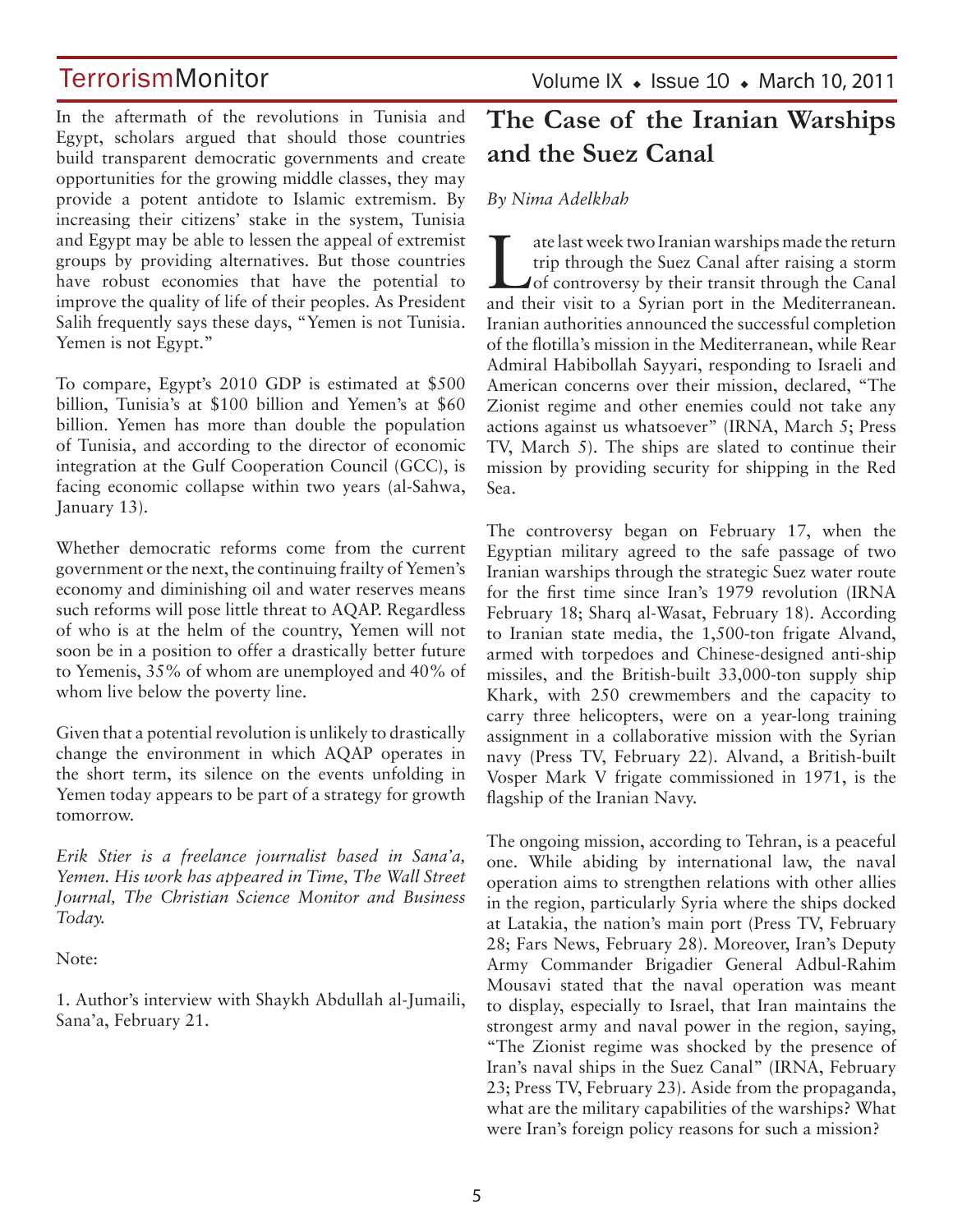In the aftermath of the revolutions in Tunisia and Egypt, scholars argued that should those countries build transparent democratic governments and create opportunities for the growing middle classes, they may provide a potent antidote to Islamic extremism. By increasing their citizens' stake in the system, Tunisia and Egypt may be able to lessen the appeal of extremist groups by providing alternatives. But those countries have robust economies that have the potential to improve the quality of life of their peoples. As President Salih frequently says these days, "Yemen is not Tunisia. Yemen is not Egypt."

To compare, Egypt's 2010 GDP is estimated at $500 billion, Tunisia's at $100 billion and Yemen's at $60 billion. Yemen has more than double the population of Tunisia, and according to the director of economic integration at the Gulf Cooperation Council (GCC), is facing economic collapse within two years (al-Sahwa, January 13).

Whether democratic reforms come from the current government or the next, the continuing frailty of Yemen's economy and diminishing oil and water reserves means such reforms will pose little threat to AQAP. Regardless of who is at the helm of the country, Yemen will not soon be in a position to offer a drastically better future to Yemenis, 35% of whom are unemployed and 40% of whom live below the poverty line.

Given that a potential revolution is unlikely to drastically change the environment in which AQAP operates in the short term, its silence on the events unfolding in Yemen today appears to be part of a strategy for growth tomorrow.

*Erik Stier is a freelance journalist based in Sana'a, Yemen. His work has appeared in Time, The Wall Street Journal, The Christian Science Monitor and Business Today.*

Note:

1. Author's interview with Shaykh Abdullah al-Jumaili, Sana'a, February 21.

# The Case of the Iranian Warships and the Suez Canal

*By Nima Adelkhah*

Late last week two Iranian warships made the return trip through the Suez Canal after raising a storm of controversy by their transit through the Canal and their visit to a Syrian port in the Mediterranean. Iranian authorities announced the successful completion of the flotilla's mission in the Mediterranean, while Rear Admiral Habibollah Sayyari, responding to Israeli and American concerns over their mission, declared, "The Zionist regime and other enemies could not take any actions against us whatsoever" (IRNA, March 5; Press TV, March 5). The ships are slated to continue their mission by providing security for shipping in the Red Sea.

The controversy began on February 17, when the Egyptian military agreed to the safe passage of two Iranian warships through the strategic Suez water route for the first time since Iran's 1979 revolution (IRNA February 18; Sharq al-Wasat, February 18). According to Iranian state media, the 1,500-ton frigate Alvand, armed with torpedoes and Chinese-designed anti-ship missiles, and the British-built 33,000-ton supply ship Khark, with 250 crewmembers and the capacity to carry three helicopters, were on a year-long training assignment in a collaborative mission with the Syrian navy (Press TV, February 22). Alvand, a British-built Vosper Mark V frigate commissioned in 1971, is the flagship of the Iranian Navy.

The ongoing mission, according to Tehran, is a peaceful one. While abiding by international law, the naval operation aims to strengthen relations with other allies in the region, particularly Syria where the ships docked at Latakia, the nation's main port (Press TV, February 28; Fars News, February 28). Moreover, Iran's Deputy Army Commander Brigadier General Adbul-Rahim Mousavi stated that the naval operation was meant to display, especially to Israel, that Iran maintains the strongest army and naval power in the region, saying, "The Zionist regime was shocked by the presence of Iran's naval ships in the Suez Canal" (IRNA, February 23; Press TV, February 23). Aside from the propaganda, what are the military capabilities of the warships? What were Iran's foreign policy reasons for such a mission?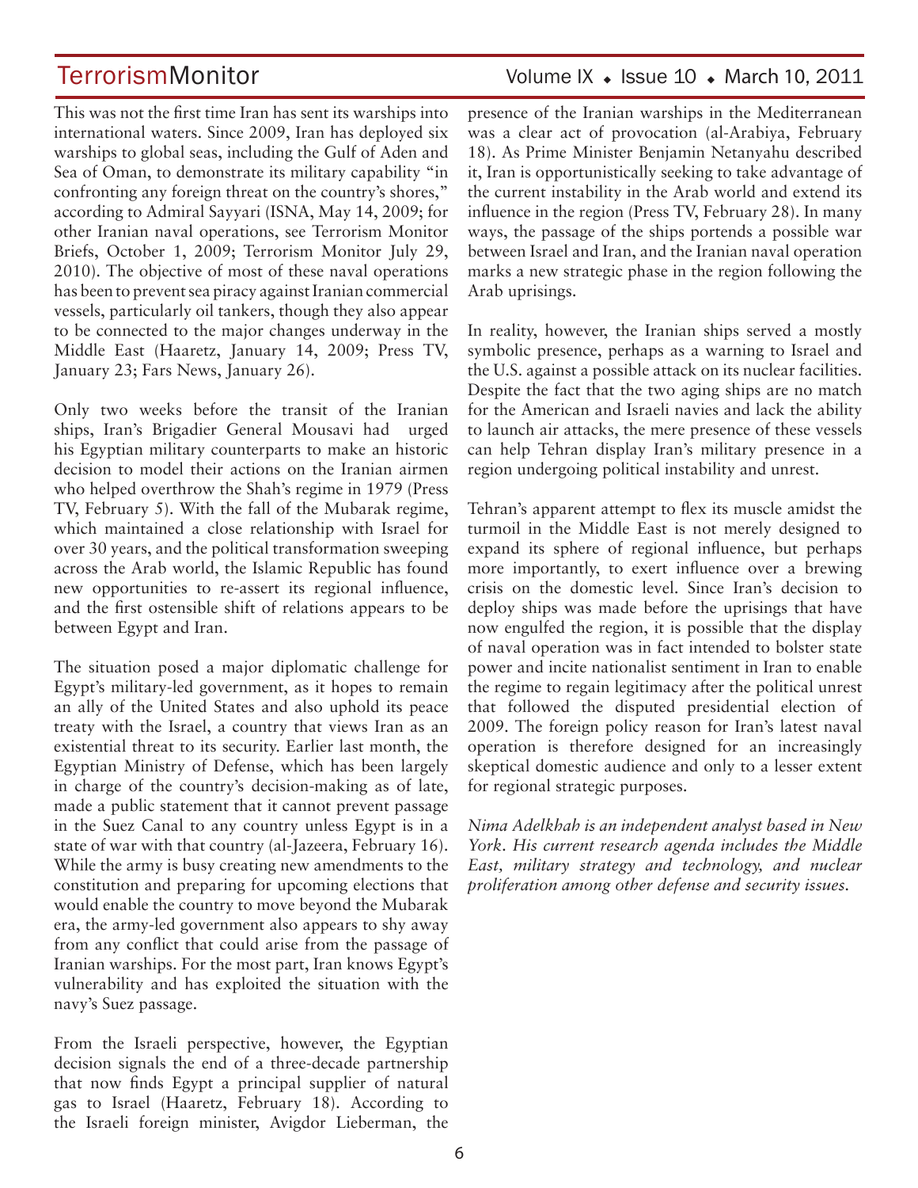This was not the first time Iran has sent its warships into international waters. Since 2009, Iran has deployed six warships to global seas, including the Gulf of Aden and Sea of Oman, to demonstrate its military capability "in confronting any foreign threat on the country's shores," according to Admiral Sayyari (ISNA, May 14, 2009; for other Iranian naval operations, see Terrorism Monitor Briefs, October 1, 2009; Terrorism Monitor July 29, 2010). The objective of most of these naval operations has been to prevent sea piracy against Iranian commercial vessels, particularly oil tankers, though they also appear to be connected to the major changes underway in the Middle East (Haaretz, January 14, 2009; Press TV, January 23; Fars News, January 26).

Only two weeks before the transit of the Iranian ships, Iran's Brigadier General Mousavi had urged his Egyptian military counterparts to make an historic decision to model their actions on the Iranian airmen who helped overthrow the Shah's regime in 1979 (Press TV, February 5). With the fall of the Mubarak regime, which maintained a close relationship with Israel for over 30 years, and the political transformation sweeping across the Arab world, the Islamic Republic has found new opportunities to re-assert its regional influence, and the first ostensible shift of relations appears to be between Egypt and Iran.

The situation posed a major diplomatic challenge for Egypt's military-led government, as it hopes to remain an ally of the United States and also uphold its peace treaty with the Israel, a country that views Iran as an existential threat to its security. Earlier last month, the Egyptian Ministry of Defense, which has been largely in charge of the country's decision-making as of late, made a public statement that it cannot prevent passage in the Suez Canal to any country unless Egypt is in a state of war with that country (al-Jazeera, February 16). While the army is busy creating new amendments to the constitution and preparing for upcoming elections that would enable the country to move beyond the Mubarak era, the army-led government also appears to shy away from any conflict that could arise from the passage of Iranian warships. For the most part, Iran knows Egypt's vulnerability and has exploited the situation with the navy's Suez passage.

From the Israeli perspective, however, the Egyptian decision signals the end of a three-decade partnership that now finds Egypt a principal supplier of natural gas to Israel (Haaretz, February 18). According to the Israeli foreign minister, Avigdor Lieberman, the presence of the Iranian warships in the Mediterranean was a clear act of provocation (al-Arabiya, February 18). As Prime Minister Benjamin Netanyahu described it, Iran is opportunistically seeking to take advantage of the current instability in the Arab world and extend its influence in the region (Press TV, February 28). In many ways, the passage of the ships portends a possible war between Israel and Iran, and the Iranian naval operation marks a new strategic phase in the region following the Arab uprisings.

In reality, however, the Iranian ships served a mostly symbolic presence, perhaps as a warning to Israel and the U.S. against a possible attack on its nuclear facilities. Despite the fact that the two aging ships are no match for the American and Israeli navies and lack the ability to launch air attacks, the mere presence of these vessels can help Tehran display Iran's military presence in a region undergoing political instability and unrest.

Tehran's apparent attempt to flex its muscle amidst the turmoil in the Middle East is not merely designed to expand its sphere of regional influence, but perhaps more importantly, to exert influence over a brewing crisis on the domestic level. Since Iran's decision to deploy ships was made before the uprisings that have now engulfed the region, it is possible that the display of naval operation was in fact intended to bolster state power and incite nationalist sentiment in Iran to enable the regime to regain legitimacy after the political unrest that followed the disputed presidential election of 2009. The foreign policy reason for Iran's latest naval operation is therefore designed for an increasingly skeptical domestic audience and only to a lesser extent for regional strategic purposes.

*Nima Adelkhah is an independent analyst based in New York. His current research agenda includes the Middle East, military strategy and technology, and nuclear proliferation among other defense and security issues.*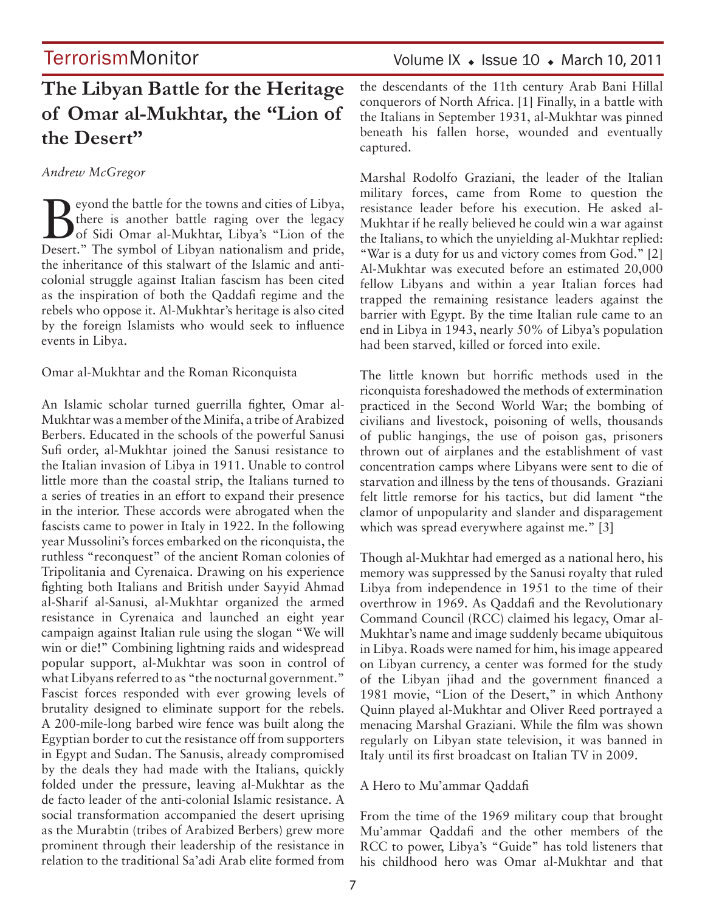# The Libyan Battle for the Heritage of Omar al-Mukhtar, the "Lion of the Desert"

*Andrew McGregor*

Beyond the battle for the towns and cities of Libya, there is another battle raging over the legacy of Sidi Omar al-Mukhtar, Libya's "Lion of the Desert." The symbol of Libyan nationalism and pride, the inheritance of this stalwart of the Islamic and anti-colonial struggle against Italian fascism has been cited as the inspiration of both the Qaddafi regime and the rebels who oppose it. Al-Mukhtar's heritage is also cited by the foreign Islamists who would seek to influence events in Libya.

Omar al-Mukhtar and the Roman Riconquista

An Islamic scholar turned guerrilla fighter, Omar al-Mukhtar was a member of the Minifa, a tribe of Arabized Berbers. Educated in the schools of the powerful Sanusi Sufi order, al-Mukhtar joined the Sanusi resistance to the Italian invasion of Libya in 1911. Unable to control little more than the coastal strip, the Italians turned to a series of treaties in an effort to expand their presence in the interior. These accords were abrogated when the fascists came to power in Italy in 1922. In the following year Mussolini's forces embarked on the riconquista, the ruthless "reconquest" of the ancient Roman colonies of Tripolitania and Cyrenaica. Drawing on his experience fighting both Italians and British under Sayyid Ahmad al-Sharif al-Sanusi, al-Mukhtar organized the armed resistance in Cyrenaica and launched an eight year campaign against Italian rule using the slogan "We will win or die!" Combining lightning raids and widespread popular support, al-Mukhtar was soon in control of what Libyans referred to as "the nocturnal government." Fascist forces responded with ever growing levels of brutality designed to eliminate support for the rebels. A 200-mile-long barbed wire fence was built along the Egyptian border to cut the resistance off from supporters in Egypt and Sudan. The Sanusis, already compromised by the deals they had made with the Italians, quickly folded under the pressure, leaving al-Mukhtar as the de facto leader of the anti-colonial Islamic resistance. A social transformation accompanied the desert uprising as the Murabtin (tribes of Arabized Berbers) grew more prominent through their leadership of the resistance in relation to the traditional Sa'adi Arab elite formed from the descendants of the 11th century Arab Bani Hillal conquerors of North Africa. [1] Finally, in a battle with the Italians in September 1931, al-Mukhtar was pinned beneath his fallen horse, wounded and eventually captured.

Marshal Rodolfo Graziani, the leader of the Italian military forces, came from Rome to question the resistance leader before his execution. He asked al-Mukhtar if he really believed he could win a war against the Italians, to which the unyielding al-Mukhtar replied: "War is a duty for us and victory comes from God." [2] Al-Mukhtar was executed before an estimated 20,000 fellow Libyans and within a year Italian forces had trapped the remaining resistance leaders against the barrier with Egypt. By the time Italian rule came to an end in Libya in 1943, nearly 50% of Libya's population had been starved, killed or forced into exile.

The little known but horrific methods used in the riconquista foreshadowed the methods of extermination practiced in the Second World War; the bombing of civilians and livestock, poisoning of wells, thousands of public hangings, the use of poison gas, prisoners thrown out of airplanes and the establishment of vast concentration camps where Libyans were sent to die of starvation and illness by the tens of thousands. Graziani felt little remorse for his tactics, but did lament "the clamor of unpopularity and slander and disparagement which was spread everywhere against me." [3]

Though al-Mukhtar had emerged as a national hero, his memory was suppressed by the Sanusi royalty that ruled Libya from independence in 1951 to the time of their overthrow in 1969. As Qaddafi and the Revolutionary Command Council (RCC) claimed his legacy, Omar al-Mukhtar's name and image suddenly became ubiquitous in Libya. Roads were named for him, his image appeared on Libyan currency, a center was formed for the study of the Libyan jihad and the government financed a 1981 movie, "Lion of the Desert," in which Anthony Quinn played al-Mukhtar and Oliver Reed portrayed a menacing Marshal Graziani. While the film was shown regularly on Libyan state television, it was banned in Italy until its first broadcast on Italian TV in 2009.

A Hero to Mu'ammar Qaddafi

From the time of the 1969 military coup that brought Mu'ammar Qaddafi and the other members of the RCC to power, Libya's "Guide" has told listeners that his childhood hero was Omar al-Mukhtar and that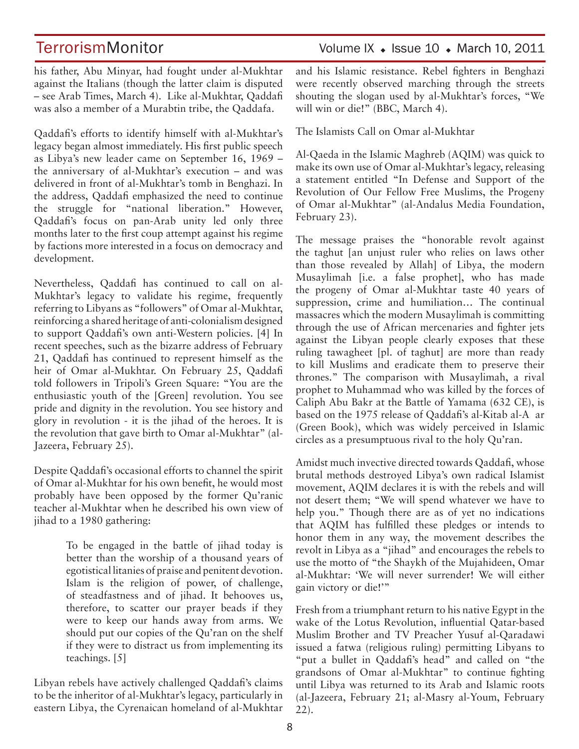his father, Abu Minyar, had fought under al-Mukhtar against the Italians (though the latter claim is disputed – see Arab Times, March 4). Like al-Mukhtar, Qaddafi was also a member of a Murabtin tribe, the Qaddafa.

Qaddafi's efforts to identify himself with al-Mukhtar's legacy began almost immediately. His first public speech as Libya's new leader came on September 16, 1969 – the anniversary of al-Mukhtar's execution – and was delivered in front of al-Mukhtar's tomb in Benghazi. In the address, Qaddafi emphasized the need to continue the struggle for "national liberation." However, Qaddafi's focus on pan-Arab unity led only three months later to the first coup attempt against his regime by factions more interested in a focus on democracy and development.

Nevertheless, Qaddafi has continued to call on al-Mukhtar's legacy to validate his regime, frequently referring to Libyans as "followers" of Omar al-Mukhtar, reinforcing a shared heritage of anti-colonialism designed to support Qaddafi's own anti-Western policies. [4] In recent speeches, such as the bizarre address of February 21, Qaddafi has continued to represent himself as the heir of Omar al-Mukhtar. On February 25, Qaddafi told followers in Tripoli's Green Square: "You are the enthusiastic youth of the [Green] revolution. You see pride and dignity in the revolution. You see history and glory in revolution - it is the jihad of the heroes. It is the revolution that gave birth to Omar al-Mukhtar" (al-Jazeera, February 25).

Despite Qaddafi's occasional efforts to channel the spirit of Omar al-Mukhtar for his own benefit, he would most probably have been opposed by the former Qu'ranic teacher al-Mukhtar when he described his own view of jihad to a 1980 gathering:

> To be engaged in the battle of jihad today is better than the worship of a thousand years of egotistical litanies of praise and penitent devotion. Islam is the religion of power, of challenge, of steadfastness and of jihad. It behooves us, therefore, to scatter our prayer beads if they were to keep our hands away from arms. We should put our copies of the Qu'ran on the shelf if they were to distract us from implementing its teachings. [5]

Libyan rebels have actively challenged Qaddafi's claims to be the inheritor of al-Mukhtar's legacy, particularly in eastern Libya, the Cyrenaican homeland of al-Mukhtar and his Islamic resistance. Rebel fighters in Benghazi were recently observed marching through the streets shouting the slogan used by al-Mukhtar's forces, "We will win or die!" (BBC, March 4).

The Islamists Call on Omar al-Mukhtar

Al-Qaeda in the Islamic Maghreb (AQIM) was quick to make its own use of Omar al-Mukhtar's legacy, releasing a statement entitled "In Defense and Support of the Revolution of Our Fellow Free Muslims, the Progeny of Omar al-Mukhtar" (al-Andalus Media Foundation, February 23).

The message praises the "honorable revolt against the taghut [an unjust ruler who relies on laws other than those revealed by Allah] of Libya, the modern Musaylimah [i.e. a false prophet], who has made the progeny of Omar al-Mukhtar taste 40 years of suppression, crime and humiliation… The continual massacres which the modern Musaylimah is committing through the use of African mercenaries and fighter jets against the Libyan people clearly exposes that these ruling tawagheet [pl. of taghut] are more than ready to kill Muslims and eradicate them to preserve their thrones." The comparison with Musaylimah, a rival prophet to Muhammad who was killed by the forces of Caliph Abu Bakr at the Battle of Yamama (632 CE), is based on the 1975 release of Qaddafi's al-Kitab al-A ar (Green Book), which was widely perceived in Islamic circles as a presumptuous rival to the holy Qu'ran.

Amidst much invective directed towards Qaddafi, whose brutal methods destroyed Libya's own radical Islamist movement, AQIM declares it is with the rebels and will not desert them; "We will spend whatever we have to help you." Though there are as of yet no indications that AQIM has fulfilled these pledges or intends to honor them in any way, the movement describes the revolt in Libya as a "jihad" and encourages the rebels to use the motto of "the Shaykh of the Mujahideen, Omar al-Mukhtar: 'We will never surrender! We will either gain victory or die!'"

Fresh from a triumphant return to his native Egypt in the wake of the Lotus Revolution, influential Qatar-based Muslim Brother and TV Preacher Yusuf al-Qaradawi issued a fatwa (religious ruling) permitting Libyans to "put a bullet in Qaddafi's head" and called on "the grandsons of Omar al-Mukhtar" to continue fighting until Libya was returned to its Arab and Islamic roots (al-Jazeera, February 21; al-Masry al-Youm, February 22).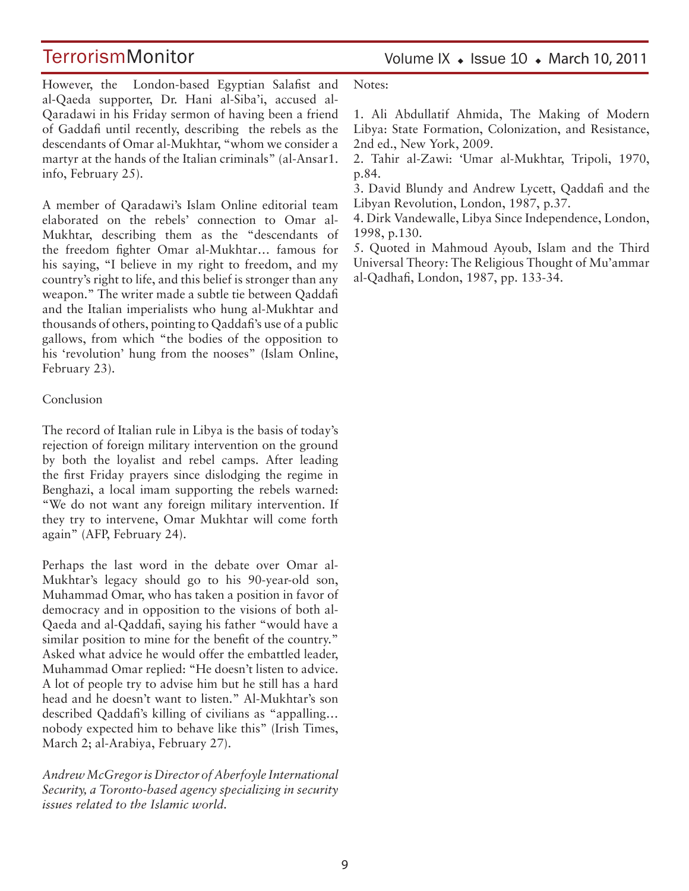However, the London-based Egyptian Salafist and al-Qaeda supporter, Dr. Hani al-Siba'i, accused al-Qaradawi in his Friday sermon of having been a friend of Gaddafi until recently, describing the rebels as the descendants of Omar al-Mukhtar, "whom we consider a martyr at the hands of the Italian criminals" (al-Ansar1.info, February 25).

A member of Qaradawi's Islam Online editorial team elaborated on the rebels' connection to Omar al-Mukhtar, describing them as the "descendants of the freedom fighter Omar al-Mukhtar… famous for his saying, "I believe in my right to freedom, and my country's right to life, and this belief is stronger than any weapon." The writer made a subtle tie between Qaddafi and the Italian imperialists who hung al-Mukhtar and thousands of others, pointing to Qaddafi's use of a public gallows, from which "the bodies of the opposition to his 'revolution' hung from the nooses" (Islam Online, February 23).

## Conclusion

The record of Italian rule in Libya is the basis of today's rejection of foreign military intervention on the ground by both the loyalist and rebel camps. After leading the first Friday prayers since dislodging the regime in Benghazi, a local imam supporting the rebels warned: "We do not want any foreign military intervention. If they try to intervene, Omar Mukhtar will come forth again" (AFP, February 24).

Perhaps the last word in the debate over Omar al-Mukhtar's legacy should go to his 90-year-old son, Muhammad Omar, who has taken a position in favor of democracy and in opposition to the visions of both al-Qaeda and al-Qaddafi, saying his father "would have a similar position to mine for the benefit of the country." Asked what advice he would offer the embattled leader, Muhammad Omar replied: "He doesn't listen to advice. A lot of people try to advise him but he still has a hard head and he doesn't want to listen." Al-Mukhtar's son described Qaddafi's killing of civilians as "appalling… nobody expected him to behave like this" (Irish Times, March 2; al-Arabiya, February 27).

*Andrew McGregor is Director of Aberfoyle International Security, a Toronto-based agency specializing in security issues related to the Islamic world.*

Notes:

1. Ali Abdullatif Ahmida, The Making of Modern Libya: State Formation, Colonization, and Resistance, 2nd ed., New York, 2009.
2. Tahir al-Zawi: 'Umar al-Mukhtar, Tripoli, 1970, p.84.
3. David Blundy and Andrew Lycett, Qaddafi and the Libyan Revolution, London, 1987, p.37.
4. Dirk Vandewalle, Libya Since Independence, London, 1998, p.130.
5. Quoted in Mahmoud Ayoub, Islam and the Third Universal Theory: The Religious Thought of Mu'ammar al-Qadhafi, London, 1987, pp. 133-34.